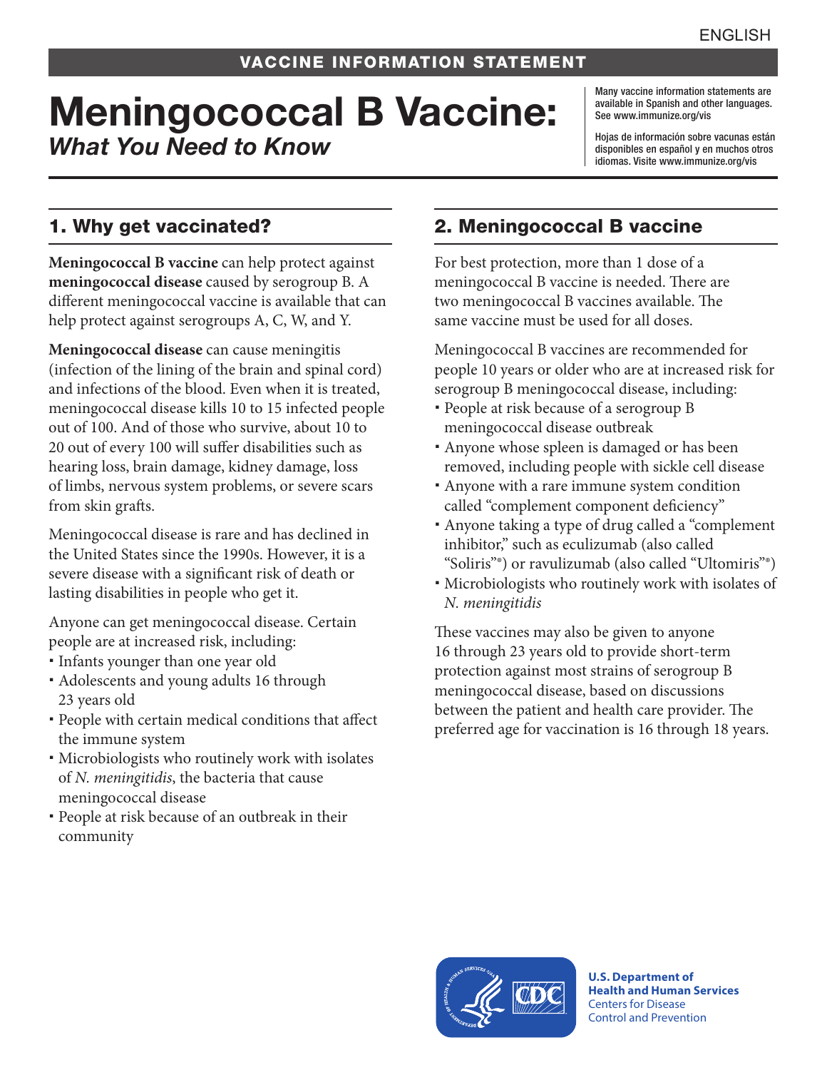ENGLISH

VACCINE INFORMATION STATEMENT

# Meningococcal B Vaccine:
## *What You Need to Know*

Many vaccine information statements are available in Spanish and other languages. See www.immunize.org/vis

Hojas de información sobre vacunas están disponibles en español y en muchos otros idiomas. Visite www.immunize.org/vis

## 1. Why get vaccinated?

**Meningococcal B vaccine** can help protect against **meningococcal disease** caused by serogroup B. A different meningococcal vaccine is available that can help protect against serogroups A, C, W, and Y.

**Meningococcal disease** can cause meningitis (infection of the lining of the brain and spinal cord) and infections of the blood. Even when it is treated, meningococcal disease kills 10 to 15 infected people out of 100. And of those who survive, about 10 to 20 out of every 100 will suffer disabilities such as hearing loss, brain damage, kidney damage, loss of limbs, nervous system problems, or severe scars from skin grafts.

Meningococcal disease is rare and has declined in the United States since the 1990s. However, it is a severe disease with a significant risk of death or lasting disabilities in people who get it.

Anyone can get meningococcal disease. Certain people are at increased risk, including:

- Infants younger than one year old
- Adolescents and young adults 16 through 23 years old
- People with certain medical conditions that affect the immune system
- Microbiologists who routinely work with isolates of *N. meningitidis*, the bacteria that cause meningococcal disease
- People at risk because of an outbreak in their community

## 2. Meningococcal B vaccine

For best protection, more than 1 dose of a meningococcal B vaccine is needed. There are two meningococcal B vaccines available. The same vaccine must be used for all doses.

Meningococcal B vaccines are recommended for people 10 years or older who are at increased risk for serogroup B meningococcal disease, including:

- People at risk because of a serogroup B meningococcal disease outbreak
- Anyone whose spleen is damaged or has been removed, including people with sickle cell disease
- Anyone with a rare immune system condition called "complement component deficiency"
- Anyone taking a type of drug called a "complement inhibitor," such as eculizumab (also called "Soliris"®) or ravulizumab (also called "Ultomiris"®)
- Microbiologists who routinely work with isolates of *N. meningitidis*

These vaccines may also be given to anyone 16 through 23 years old to provide short-term protection against most strains of serogroup B meningococcal disease, based on discussions between the patient and health care provider. The preferred age for vaccination is 16 through 18 years.

U.S. Department of Health and Human Services
Centers for Disease Control and Prevention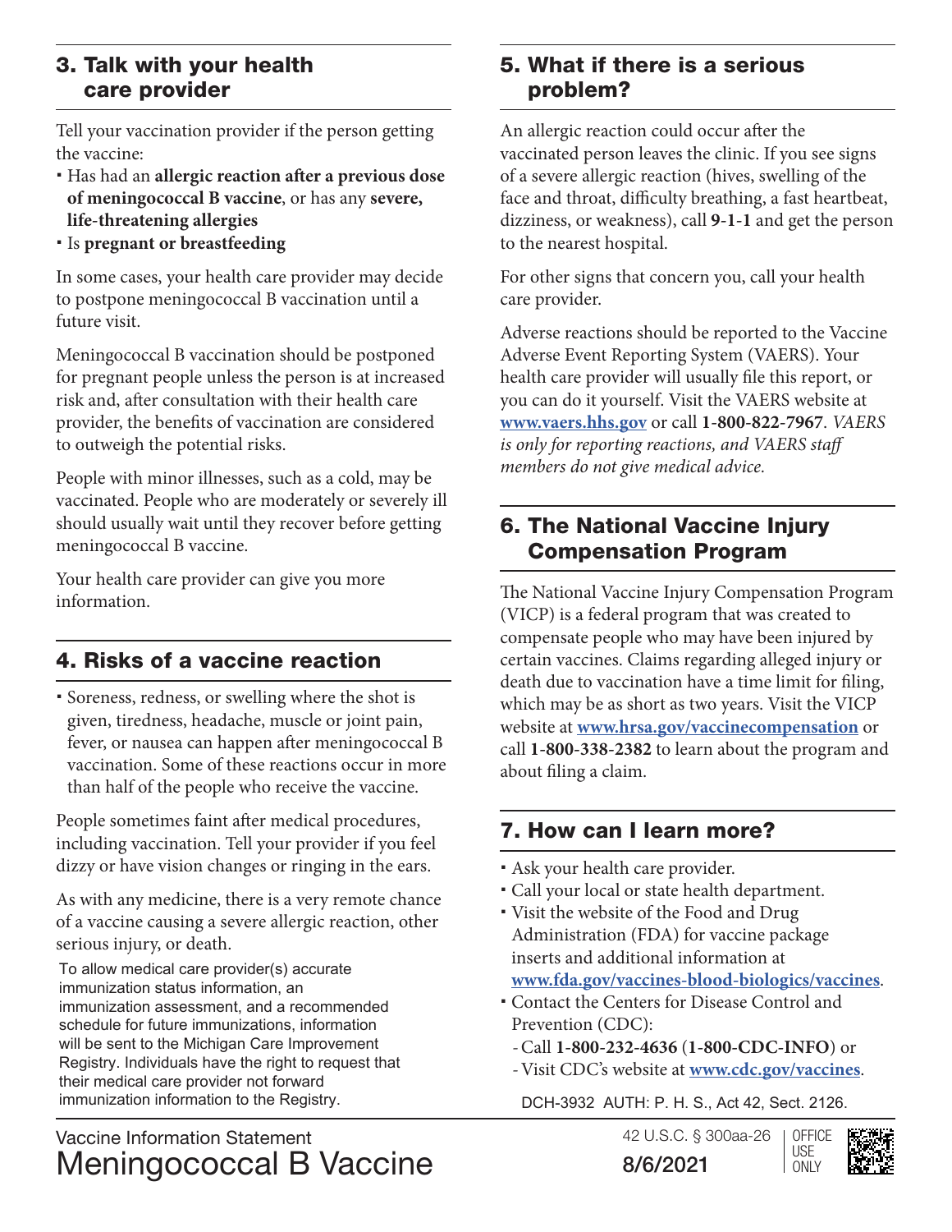## 3. Talk with your health care provider

Tell your vaccination provider if the person getting the vaccine:

- Has had an **allergic reaction after a previous dose of meningococcal B vaccine**, or has any **severe, life-threatening allergies**
- Is **pregnant or breastfeeding**

In some cases, your health care provider may decide to postpone meningococcal B vaccination until a future visit.

Meningococcal B vaccination should be postponed for pregnant people unless the person is at increased risk and, after consultation with their health care provider, the benefits of vaccination are considered to outweigh the potential risks.

People with minor illnesses, such as a cold, may be vaccinated. People who are moderately or severely ill should usually wait until they recover before getting meningococcal B vaccine.

Your health care provider can give you more information.

## 4. Risks of a vaccine reaction

- Soreness, redness, or swelling where the shot is given, tiredness, headache, muscle or joint pain, fever, or nausea can happen after meningococcal B vaccination. Some of these reactions occur in more than half of the people who receive the vaccine.

People sometimes faint after medical procedures, including vaccination. Tell your provider if you feel dizzy or have vision changes or ringing in the ears.

As with any medicine, there is a very remote chance of a vaccine causing a severe allergic reaction, other serious injury, or death.

To allow medical care provider(s) accurate immunization status information, an immunization assessment, and a recommended schedule for future immunizations, information will be sent to the Michigan Care Improvement Registry. Individuals have the right to request that their medical care provider not forward immunization information to the Registry.

## 5. What if there is a serious problem?

An allergic reaction could occur after the vaccinated person leaves the clinic. If you see signs of a severe allergic reaction (hives, swelling of the face and throat, difficulty breathing, a fast heartbeat, dizziness, or weakness), call **9-1-1** and get the person to the nearest hospital.

For other signs that concern you, call your health care provider.

Adverse reactions should be reported to the Vaccine Adverse Event Reporting System (VAERS). Your health care provider will usually file this report, or you can do it yourself. Visit the VAERS website at **www.vaers.hhs.gov** or call **1-800-822-7967**. *VAERS is only for reporting reactions, and VAERS staff members do not give medical advice.*

## 6. The National Vaccine Injury Compensation Program

The National Vaccine Injury Compensation Program (VICP) is a federal program that was created to compensate people who may have been injured by certain vaccines. Claims regarding alleged injury or death due to vaccination have a time limit for filing, which may be as short as two years. Visit the VICP website at **www.hrsa.gov/vaccinecompensation** or call **1-800-338-2382** to learn about the program and about filing a claim.

## 7. How can I learn more?

- Ask your health care provider.
- Call your local or state health department.
- Visit the website of the Food and Drug Administration (FDA) for vaccine package inserts and additional information at **www.fda.gov/vaccines-blood-biologics/vaccines**.
- Contact the Centers for Disease Control and Prevention (CDC):
  - Call **1-800-232-4636** (**1-800-CDC-INFO**) or
  - Visit CDC's website at **www.cdc.gov/vaccines**.

DCH-3932 AUTH: P. H. S., Act 42, Sect. 2126.

Vaccine Information Statement

# Meningococcal B Vaccine

42 U.S.C. § 300aa-26

**8/6/2021**

OFFICE USE ONLY